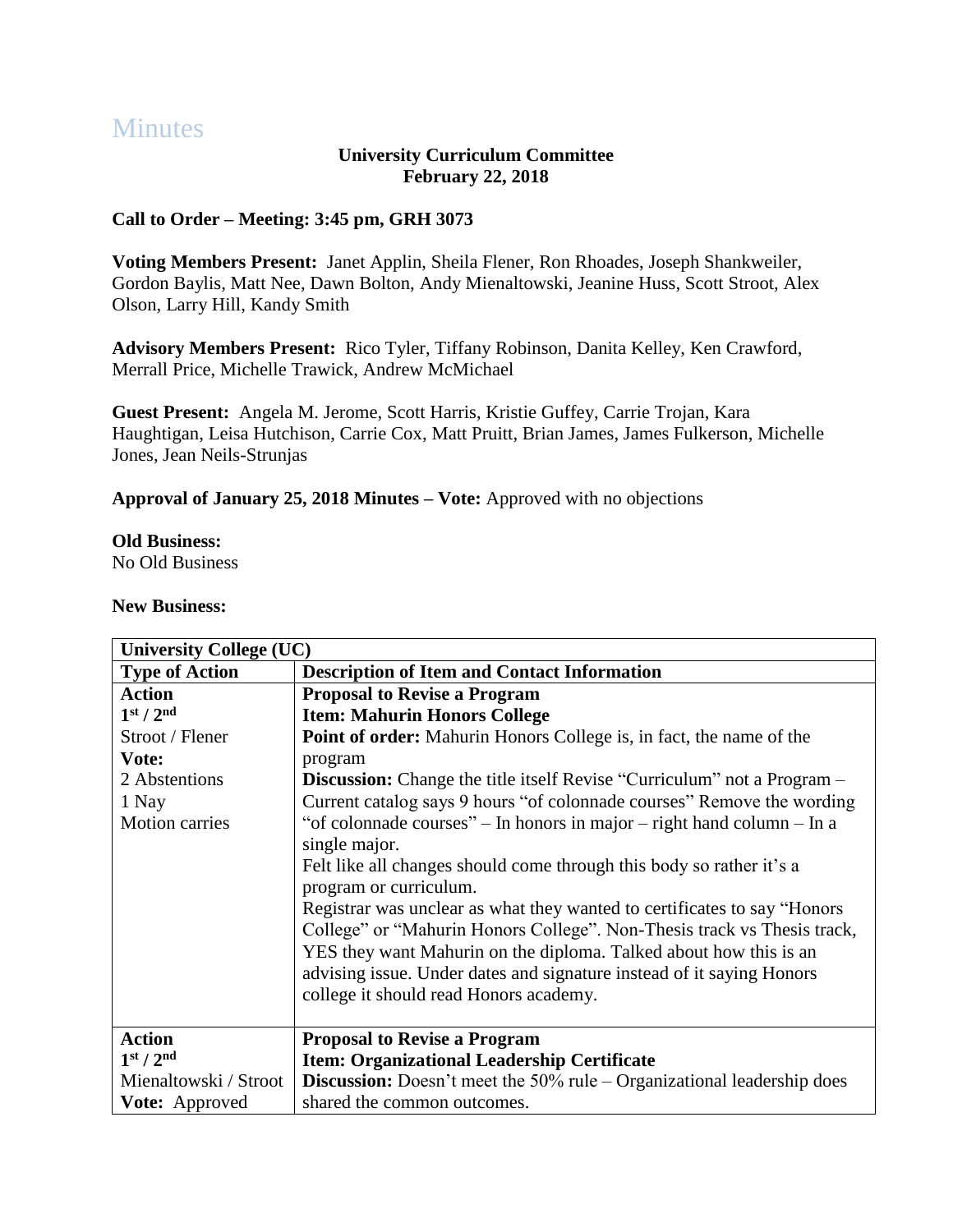# Minutes

**University Curriculum Committee**
**February 22, 2018**

**Call to Order – Meeting: 3:45 pm, GRH 3073**

**Voting Members Present:** Janet Applin, Sheila Flener, Ron Rhoades, Joseph Shankweiler, Gordon Baylis, Matt Nee, Dawn Bolton, Andy Mienaltowski, Jeanine Huss, Scott Stroot, Alex Olson, Larry Hill, Kandy Smith

**Advisory Members Present:** Rico Tyler, Tiffany Robinson, Danita Kelley, Ken Crawford, Merrall Price, Michelle Trawick, Andrew McMichael

**Guest Present:** Angela M. Jerome, Scott Harris, Kristie Guffey, Carrie Trojan, Kara Haughtigan, Leisa Hutchison, Carrie Cox, Matt Pruitt, Brian James, James Fulkerson, Michelle Jones, Jean Neils-Strunjas

**Approval of January 25, 2018 Minutes – Vote:** Approved with no objections

**Old Business:**
No Old Business

**New Business:**

| **University College (UC)** | |
|---|---|
| **Type of Action** | **Description of Item and Contact Information** |
| **Action**<br>**1st / 2nd**<br>Stroot / Flener<br>**Vote:**<br>2 Abstentions<br>1 Nay<br>Motion carries | **Proposal to Revise a Program**<br>**Item: Mahurin Honors College**<br>**Point of order:** Mahurin Honors College is, in fact, the name of the program<br>**Discussion:** Change the title itself Revise "Curriculum" not a Program – Current catalog says 9 hours "of colonnade courses" Remove the wording "of colonnade courses" – In honors in major – right hand column – In a single major.<br>Felt like all changes should come through this body so rather it's a program or curriculum.<br>Registrar was unclear as what they wanted to certificates to say "Honors College" or "Mahurin Honors College". Non-Thesis track vs Thesis track, YES they want Mahurin on the diploma. Talked about how this is an advising issue. Under dates and signature instead of it saying Honors college it should read Honors academy. |
| **Action**<br>**1st / 2nd**<br>Mienaltowski / Stroot<br>**Vote:** Approved | **Proposal to Revise a Program**<br>**Item: Organizational Leadership Certificate**<br>**Discussion:** Doesn't meet the 50% rule – Organizational leadership does shared the common outcomes. |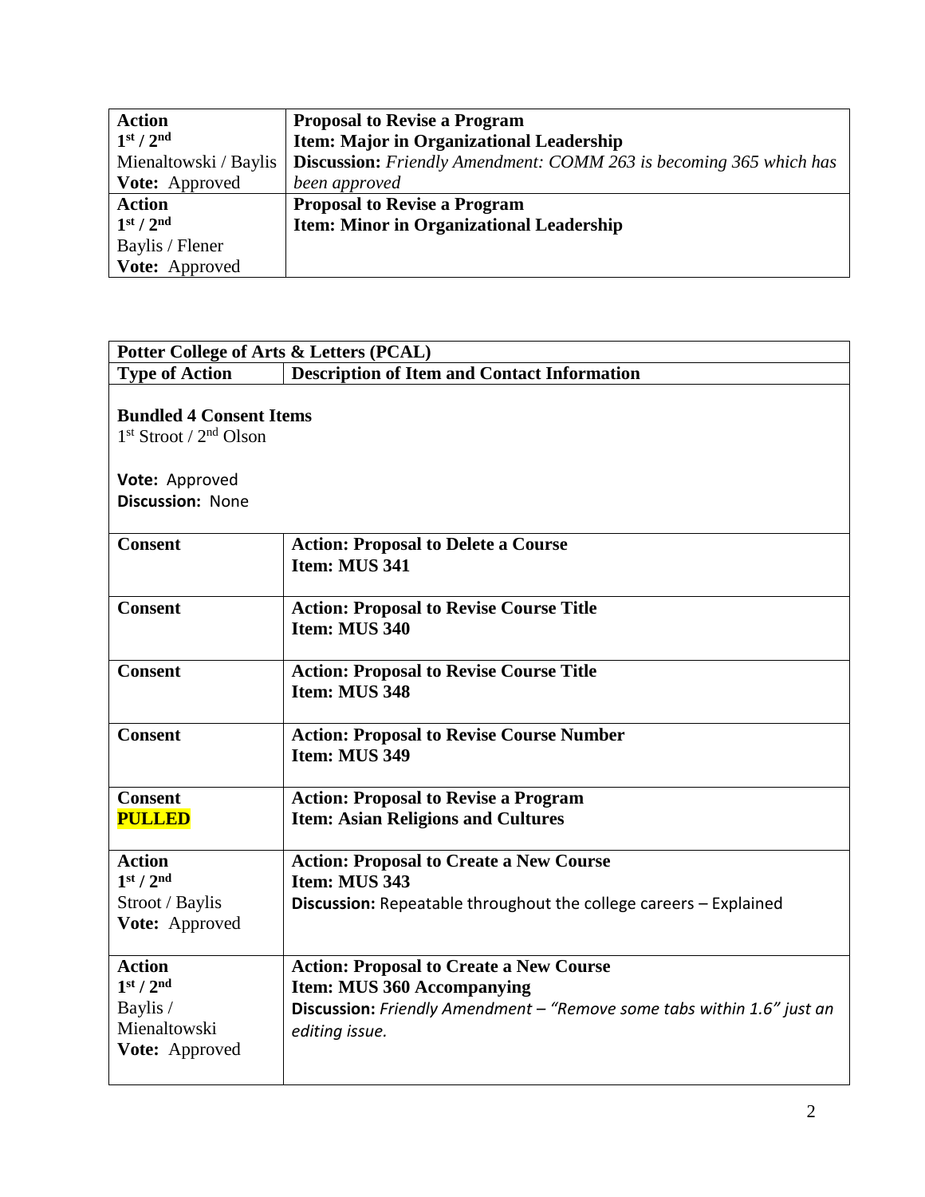| | |
|---|---|
| **Action**<br>**1st / 2nd**<br>Mienaltowski / Baylis<br>**Vote:** Approved | **Proposal to Revise a Program**<br>**Item: Major in Organizational Leadership**<br>**Discussion:** *Friendly Amendment: COMM 263 is becoming 365 which has been approved* |
| **Action**<br>**1st / 2nd**<br>Baylis / Flener<br>**Vote:** Approved | **Proposal to Revise a Program**<br>**Item: Minor in Organizational Leadership** |

| **Potter College of Arts & Letters (PCAL)** | |
|---|---|
| **Type of Action** | **Description of Item and Contact Information** |
| **Bundled 4 Consent Items**<br>1st Stroot / 2nd Olson<br><br>**Vote:** Approved<br>**Discussion:** None | |
| **Consent** | **Action: Proposal to Delete a Course**<br>**Item: MUS 341** |
| **Consent** | **Action: Proposal to Revise Course Title**<br>**Item: MUS 340** |
| **Consent** | **Action: Proposal to Revise Course Title**<br>**Item: MUS 348** |
| **Consent** | **Action: Proposal to Revise Course Number**<br>**Item: MUS 349** |
| **Consent**<br>**PULLED** | **Action: Proposal to Revise a Program**<br>**Item: Asian Religions and Cultures** |
| **Action**<br>**1st / 2nd**<br>Stroot / Baylis<br>**Vote:** Approved | **Action: Proposal to Create a New Course**<br>**Item: MUS 343**<br>**Discussion:** Repeatable throughout the college careers – Explained |
| **Action**<br>**1st / 2nd**<br>Baylis / Mienaltowski<br>**Vote:** Approved | **Action: Proposal to Create a New Course**<br>**Item: MUS 360 Accompanying**<br>**Discussion:** *Friendly Amendment – "Remove some tabs within 1.6" just an editing issue.* |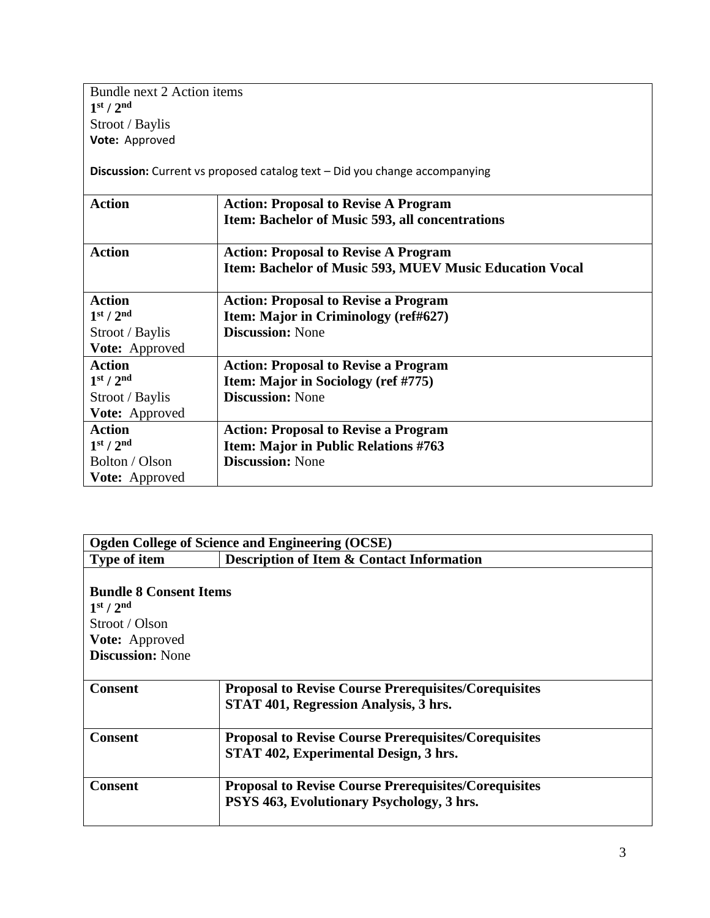| Bundle next 2 Action items<br>$1^{st}$ / $2^{nd}$<br>Stroot / Baylis<br>**Vote:** Approved<br><br>**Discussion:** Current vs proposed catalog text – Did you change accompanying | |
|---|---|
| **Action** | **Action: Proposal to Revise A Program**<br>**Item: Bachelor of Music 593, all concentrations** |
| **Action** | **Action: Proposal to Revise A Program**<br>**Item: Bachelor of Music 593, MUEV Music Education Vocal** |
| **Action**<br>**$1^{st}$ / $2^{nd}$**<br>Stroot / Baylis<br>**Vote:** Approved | **Action: Proposal to Revise a Program**<br>**Item: Major in Criminology (ref#627)**<br>**Discussion:** None |
| **Action**<br>**$1^{st}$ / $2^{nd}$**<br>Stroot / Baylis<br>**Vote:** Approved | **Action: Proposal to Revise a Program**<br>**Item: Major in Sociology (ref #775)**<br>**Discussion:** None |
| **Action**<br>**$1^{st}$ / $2^{nd}$**<br>Bolton / Olson<br>**Vote:** Approved | **Action: Proposal to Revise a Program**<br>**Item: Major in Public Relations #763**<br>**Discussion:** None |

| **Ogden College of Science and Engineering (OCSE)** | |
|---|---|
| **Type of item** | **Description of Item & Contact Information** |
| **Bundle 8 Consent Items**<br>**$1^{st}$ / $2^{nd}$**<br>Stroot / Olson<br>**Vote:** Approved<br>**Discussion:** None | |
| **Consent** | **Proposal to Revise Course Prerequisites/Corequisites**<br>**STAT 401, Regression Analysis, 3 hrs.** |
| **Consent** | **Proposal to Revise Course Prerequisites/Corequisites**<br>**STAT 402, Experimental Design, 3 hrs.** |
| **Consent** | **Proposal to Revise Course Prerequisites/Corequisites**<br>**PSYS 463, Evolutionary Psychology, 3 hrs.** |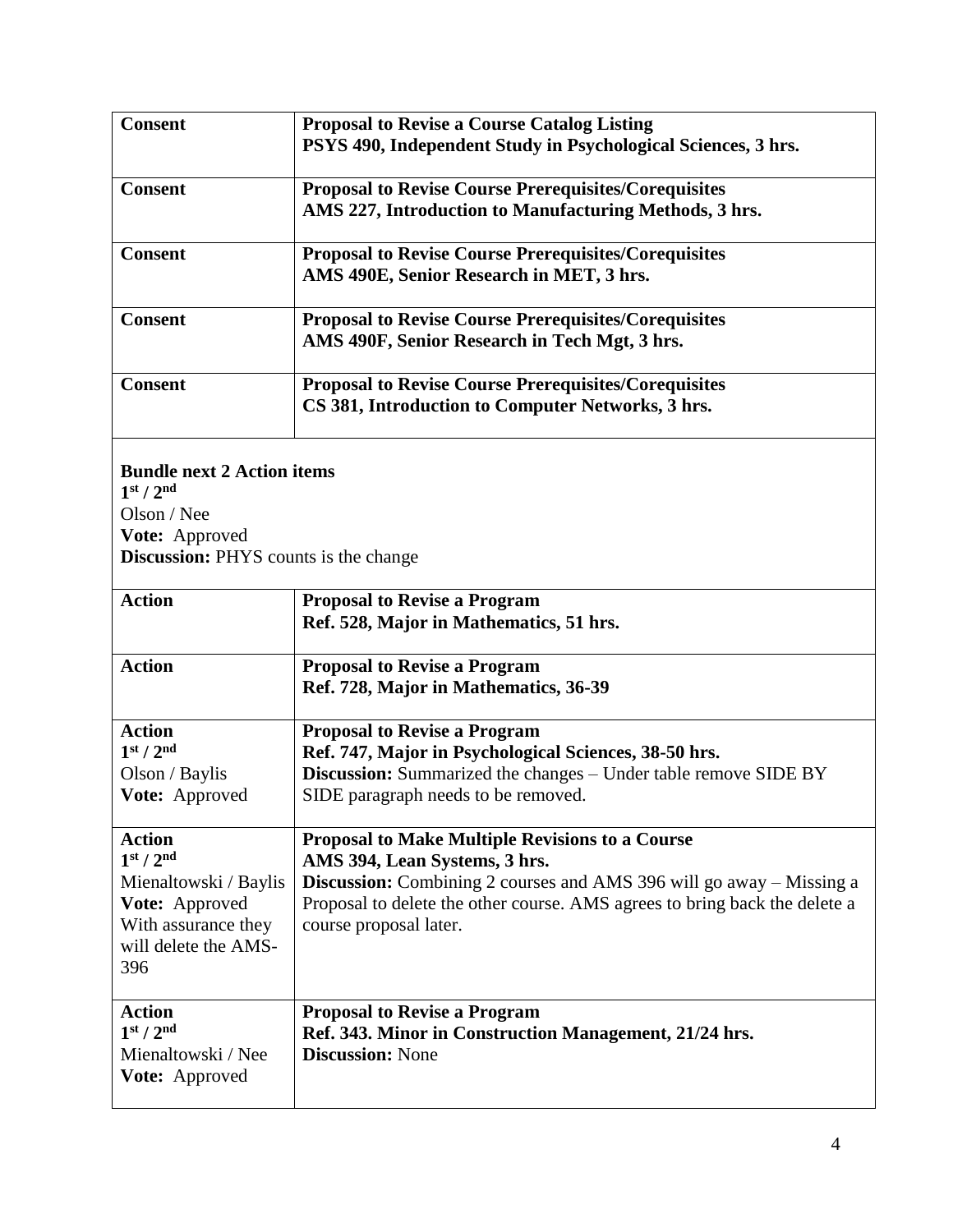| | |
|---|---|
| **Consent** | **Proposal to Revise a Course Catalog Listing**<br>**PSYS 490, Independent Study in Psychological Sciences, 3 hrs.** |
| **Consent** | **Proposal to Revise Course Prerequisites/Corequisites**<br>**AMS 227, Introduction to Manufacturing Methods, 3 hrs.** |
| **Consent** | **Proposal to Revise Course Prerequisites/Corequisites**<br>**AMS 490E, Senior Research in MET, 3 hrs.** |
| **Consent** | **Proposal to Revise Course Prerequisites/Corequisites**<br>**AMS 490F, Senior Research in Tech Mgt, 3 hrs.** |
| **Consent** | **Proposal to Revise Course Prerequisites/Corequisites**<br>**CS 381, Introduction to Computer Networks, 3 hrs.** |
| **Bundle next 2 Action items**<br>**1st / 2nd**<br>Olson / Nee<br>**Vote:** Approved<br>**Discussion:** PHYS counts is the change | |
| **Action** | **Proposal to Revise a Program**<br>**Ref. 528, Major in Mathematics, 51 hrs.** |
| **Action** | **Proposal to Revise a Program**<br>**Ref. 728, Major in Mathematics, 36-39** |
| **Action**<br>**1st / 2nd**<br>Olson / Baylis<br>**Vote:** Approved | **Proposal to Revise a Program**<br>**Ref. 747, Major in Psychological Sciences, 38-50 hrs.**<br>**Discussion:** Summarized the changes – Under table remove SIDE BY SIDE paragraph needs to be removed. |
| **Action**<br>**1st / 2nd**<br>Mienaltowski / Baylis<br>**Vote:** Approved<br>With assurance they will delete the AMS-396 | **Proposal to Make Multiple Revisions to a Course**<br>**AMS 394, Lean Systems, 3 hrs.**<br>**Discussion:** Combining 2 courses and AMS 396 will go away – Missing a Proposal to delete the other course. AMS agrees to bring back the delete a course proposal later. |
| **Action**<br>**1st / 2nd**<br>Mienaltowski / Nee<br>**Vote:** Approved | **Proposal to Revise a Program**<br>**Ref. 343. Minor in Construction Management, 21/24 hrs.**<br>**Discussion:** None |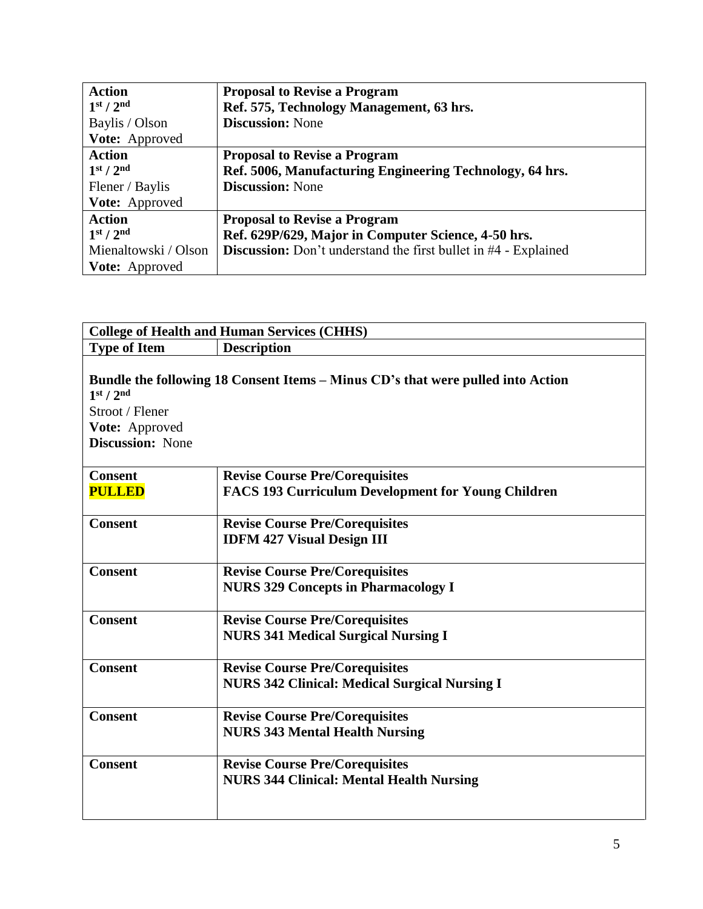| Action<br>1st / 2nd<br>Baylis / Olson<br>**Vote:** Approved | **Proposal to Revise a Program**<br>**Ref. 575, Technology Management, 63 hrs.**<br>**Discussion:** None |
|---|---|
| **Action**<br>**1st / 2nd**<br>Flener / Baylis<br>**Vote:** Approved | **Proposal to Revise a Program**<br>**Ref. 5006, Manufacturing Engineering Technology, 64 hrs.**<br>**Discussion:** None |
| **Action**<br>**1st / 2nd**<br>Mienaltowski / Olson<br>**Vote:** Approved | **Proposal to Revise a Program**<br>**Ref. 629P/629, Major in Computer Science, 4-50 hrs.**<br>**Discussion:** Don't understand the first bullet in #4 - Explained |

| **College of Health and Human Services (CHHS)** | |
|---|---|
| **Type of Item** | **Description** |
| **Bundle the following 18 Consent Items – Minus CD's that were pulled into Action**<br>**1st / 2nd**<br>Stroot / Flener<br>**Vote:** Approved<br>**Discussion:** None | |
| **Consent**<br>**PULLED** | **Revise Course Pre/Corequisites**<br>**FACS 193 Curriculum Development for Young Children** |
| **Consent** | **Revise Course Pre/Corequisites**<br>**IDFM 427 Visual Design III** |
| **Consent** | **Revise Course Pre/Corequisites**<br>**NURS 329 Concepts in Pharmacology I** |
| **Consent** | **Revise Course Pre/Corequisites**<br>**NURS 341 Medical Surgical Nursing I** |
| **Consent** | **Revise Course Pre/Corequisites**<br>**NURS 342 Clinical: Medical Surgical Nursing I** |
| **Consent** | **Revise Course Pre/Corequisites**<br>**NURS 343 Mental Health Nursing** |
| **Consent** | **Revise Course Pre/Corequisites**<br>**NURS 344 Clinical: Mental Health Nursing** |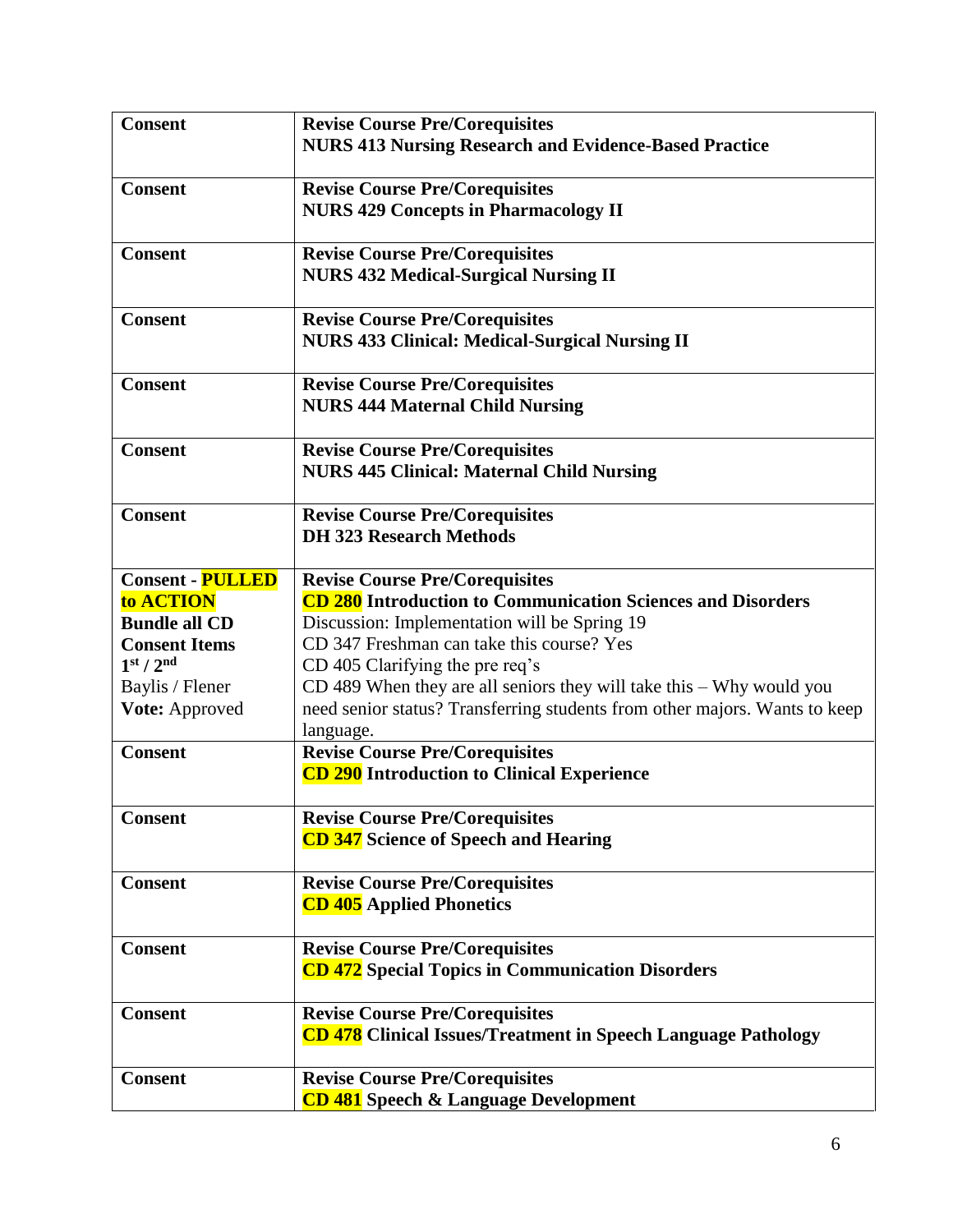| | |
|---|---|
| **Consent** | **Revise Course Pre/Corequisites**<br>**NURS 413 Nursing Research and Evidence-Based Practice** |
| **Consent** | **Revise Course Pre/Corequisites**<br>**NURS 429 Concepts in Pharmacology II** |
| **Consent** | **Revise Course Pre/Corequisites**<br>**NURS 432 Medical-Surgical Nursing II** |
| **Consent** | **Revise Course Pre/Corequisites**<br>**NURS 433 Clinical: Medical-Surgical Nursing II** |
| **Consent** | **Revise Course Pre/Corequisites**<br>**NURS 444 Maternal Child Nursing** |
| **Consent** | **Revise Course Pre/Corequisites**<br>**NURS 445 Clinical: Maternal Child Nursing** |
| **Consent** | **Revise Course Pre/Corequisites**<br>**DH 323 Research Methods** |
| **Consent - PULLED to ACTION**<br>**Bundle all CD Consent Items**<br>**1st / 2nd**<br>Baylis / Flener<br>**Vote:** Approved | **Revise Course Pre/Corequisites**<br>**CD 280 Introduction to Communication Sciences and Disorders**<br>Discussion: Implementation will be Spring 19<br>CD 347 Freshman can take this course? Yes<br>CD 405 Clarifying the pre req's<br>CD 489 When they are all seniors they will take this – Why would you need senior status? Transferring students from other majors. Wants to keep language. |
| **Consent** | **Revise Course Pre/Corequisites**<br>**CD 290 Introduction to Clinical Experience** |
| **Consent** | **Revise Course Pre/Corequisites**<br>**CD 347 Science of Speech and Hearing** |
| **Consent** | **Revise Course Pre/Corequisites**<br>**CD 405 Applied Phonetics** |
| **Consent** | **Revise Course Pre/Corequisites**<br>**CD 472 Special Topics in Communication Disorders** |
| **Consent** | **Revise Course Pre/Corequisites**<br>**CD 478 Clinical Issues/Treatment in Speech Language Pathology** |
| **Consent** | **Revise Course Pre/Corequisites**<br>**CD 481 Speech & Language Development** |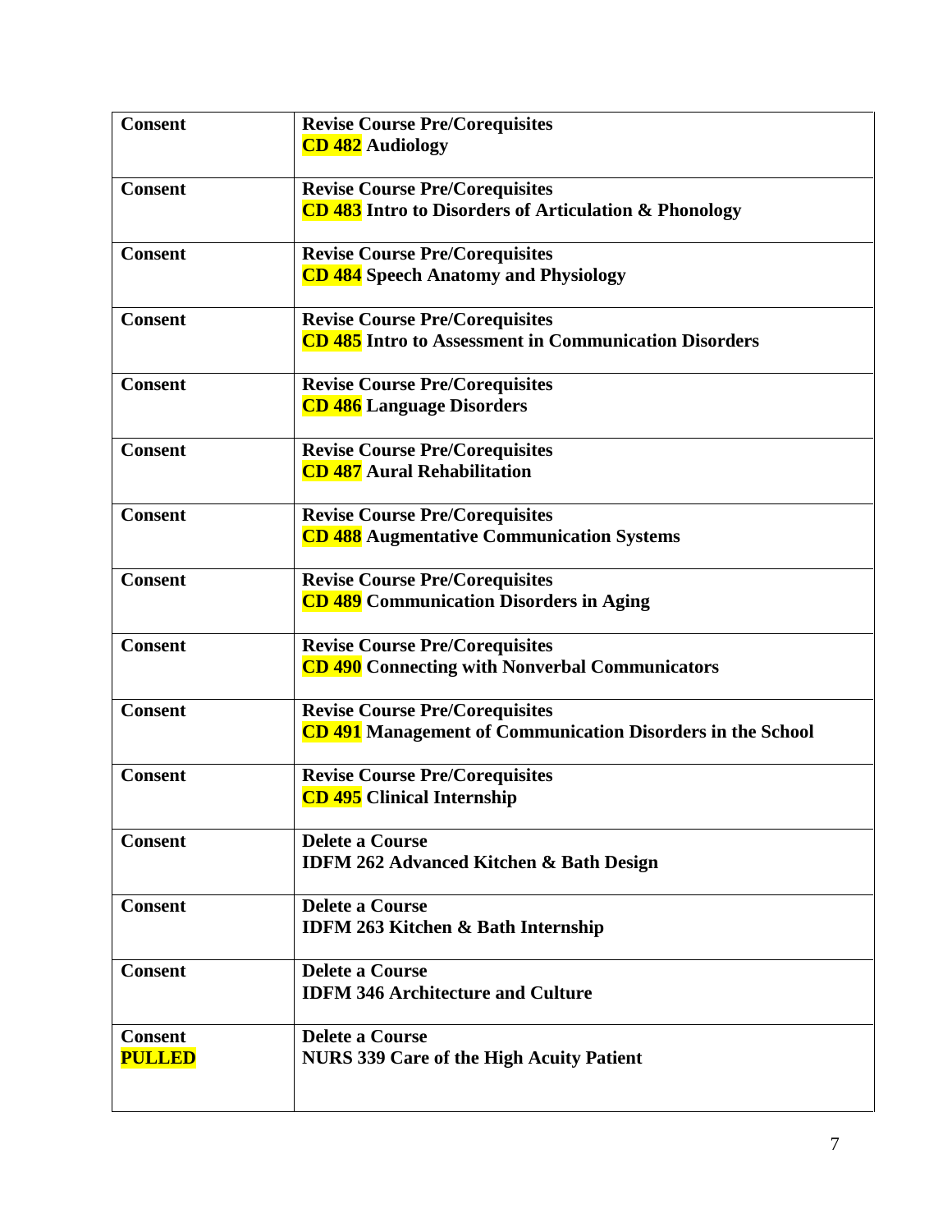| | |
|---|---|
| **Consent** | **Revise Course Pre/Corequisites**<br>**CD 482 Audiology** |
| **Consent** | **Revise Course Pre/Corequisites**<br>**CD 483 Intro to Disorders of Articulation & Phonology** |
| **Consent** | **Revise Course Pre/Corequisites**<br>**CD 484 Speech Anatomy and Physiology** |
| **Consent** | **Revise Course Pre/Corequisites**<br>**CD 485 Intro to Assessment in Communication Disorders** |
| **Consent** | **Revise Course Pre/Corequisites**<br>**CD 486 Language Disorders** |
| **Consent** | **Revise Course Pre/Corequisites**<br>**CD 487 Aural Rehabilitation** |
| **Consent** | **Revise Course Pre/Corequisites**<br>**CD 488 Augmentative Communication Systems** |
| **Consent** | **Revise Course Pre/Corequisites**<br>**CD 489 Communication Disorders in Aging** |
| **Consent** | **Revise Course Pre/Corequisites**<br>**CD 490 Connecting with Nonverbal Communicators** |
| **Consent** | **Revise Course Pre/Corequisites**<br>**CD 491 Management of Communication Disorders in the School** |
| **Consent** | **Revise Course Pre/Corequisites**<br>**CD 495 Clinical Internship** |
| **Consent** | **Delete a Course**<br>**IDFM 262 Advanced Kitchen & Bath Design** |
| **Consent** | **Delete a Course**<br>**IDFM 263 Kitchen & Bath Internship** |
| **Consent** | **Delete a Course**<br>**IDFM 346 Architecture and Culture** |
| **Consent**<br>**PULLED** | **Delete a Course**<br>**NURS 339 Care of the High Acuity Patient** |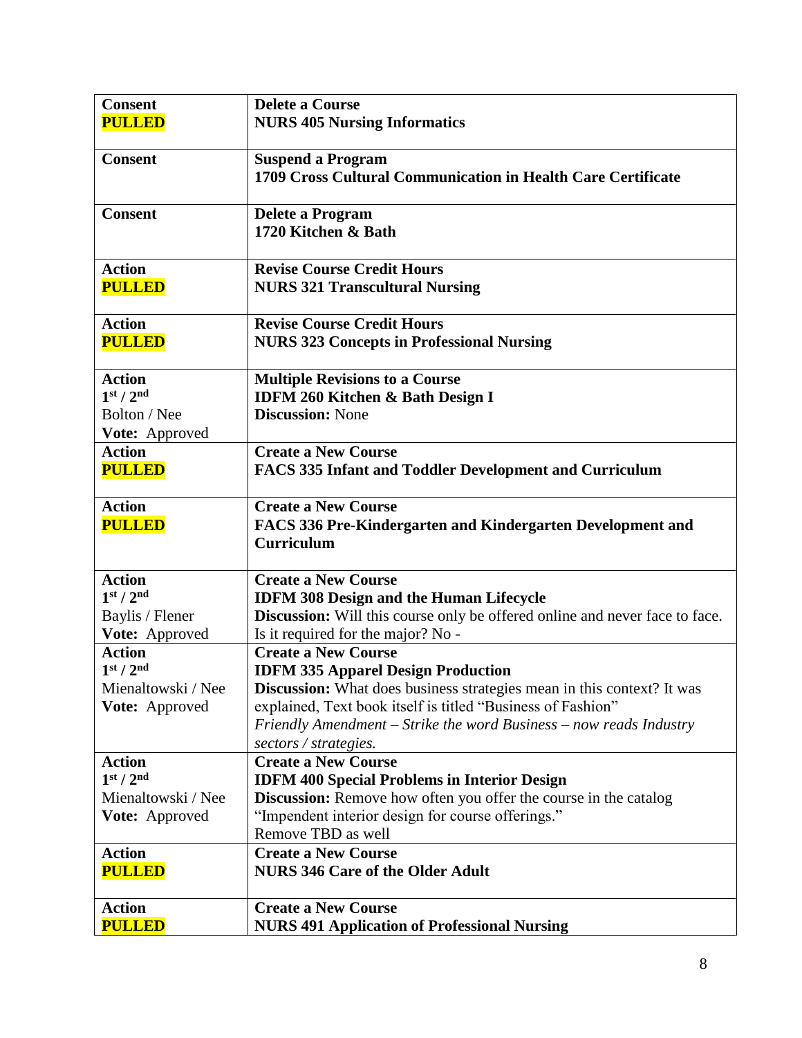| | |
|---|---|
| **Consent**<br>**PULLED** | **Delete a Course**<br>**NURS 405 Nursing Informatics** |
| **Consent** | **Suspend a Program**<br>**1709 Cross Cultural Communication in Health Care Certificate** |
| **Consent** | **Delete a Program**<br>**1720 Kitchen & Bath** |
| **Action**<br>**PULLED** | **Revise Course Credit Hours**<br>**NURS 321 Transcultural Nursing** |
| **Action**<br>**PULLED** | **Revise Course Credit Hours**<br>**NURS 323 Concepts in Professional Nursing** |
| **Action**<br>**1st / 2nd**<br>Bolton / Nee<br>**Vote:** Approved | **Multiple Revisions to a Course**<br>**IDFM 260 Kitchen & Bath Design I**<br>**Discussion:** None |
| **Action**<br>**PULLED** | **Create a New Course**<br>**FACS 335 Infant and Toddler Development and Curriculum** |
| **Action**<br>**PULLED** | **Create a New Course**<br>**FACS 336 Pre-Kindergarten and Kindergarten Development and Curriculum** |
| **Action**<br>**1st / 2nd**<br>Baylis / Flener<br>**Vote:** Approved | **Create a New Course**<br>**IDFM 308 Design and the Human Lifecycle**<br>**Discussion:** Will this course only be offered online and never face to face. Is it required for the major? No - |
| **Action**<br>**1st / 2nd**<br>Mienaltowski / Nee<br>**Vote:** Approved | **Create a New Course**<br>**IDFM 335 Apparel Design Production**<br>**Discussion:** What does business strategies mean in this context? It was explained, Text book itself is titled "Business of Fashion"<br>*Friendly Amendment – Strike the word Business – now reads Industry sectors / strategies.* |
| **Action**<br>**1st / 2nd**<br>Mienaltowski / Nee<br>**Vote:** Approved | **Create a New Course**<br>**IDFM 400 Special Problems in Interior Design**<br>**Discussion:** Remove how often you offer the course in the catalog "Impendent interior design for course offerings."<br>Remove TBD as well |
| **Action**<br>**PULLED** | **Create a New Course**<br>**NURS 346 Care of the Older Adult** |
| **Action**<br>**PULLED** | **Create a New Course**<br>**NURS 491 Application of Professional Nursing** |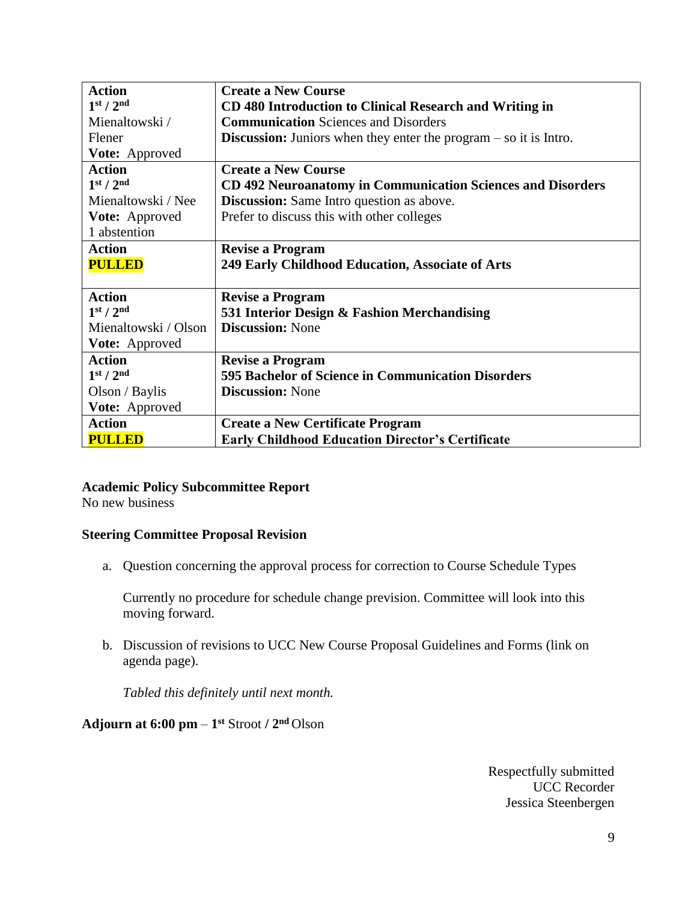| | |
|---|---|
| **Action**<br>**1st / 2nd**<br>Mienaltowski / Flener<br>**Vote:** Approved | **Create a New Course**<br>**CD 480 Introduction to Clinical Research and Writing in Communication** Sciences and Disorders<br>**Discussion:** Juniors when they enter the program – so it is Intro. |
| **Action**<br>**1st / 2nd**<br>Mienaltowski / Nee<br>**Vote:** Approved<br>1 abstention | **Create a New Course**<br>**CD 492 Neuroanatomy in Communication Sciences and Disorders**<br>**Discussion:** Same Intro question as above.<br>Prefer to discuss this with other colleges |
| **Action**<br>**PULLED** | **Revise a Program**<br>**249 Early Childhood Education, Associate of Arts** |
| **Action**<br>**1st / 2nd**<br>Mienaltowski / Olson<br>**Vote:** Approved | **Revise a Program**<br>**531 Interior Design & Fashion Merchandising**<br>**Discussion:** None |
| **Action**<br>**1st / 2nd**<br>Olson / Baylis<br>**Vote:** Approved | **Revise a Program**<br>**595 Bachelor of Science in Communication Disorders**<br>**Discussion:** None |
| **Action**<br>**PULLED** | **Create a New Certificate Program**<br>**Early Childhood Education Director's Certificate** |

**Academic Policy Subcommittee Report**
No new business

**Steering Committee Proposal Revision**

a. Question concerning the approval process for correction to Course Schedule Types

   Currently no procedure for schedule change prevision. Committee will look into this moving forward.

b. Discussion of revisions to UCC New Course Proposal Guidelines and Forms (link on agenda page).

   *Tabled this definitely until next month.*

**Adjourn at 6:00 pm** – **1st** Stroot **/ 2nd** Olson

Respectfully submitted
UCC Recorder
Jessica Steenbergen